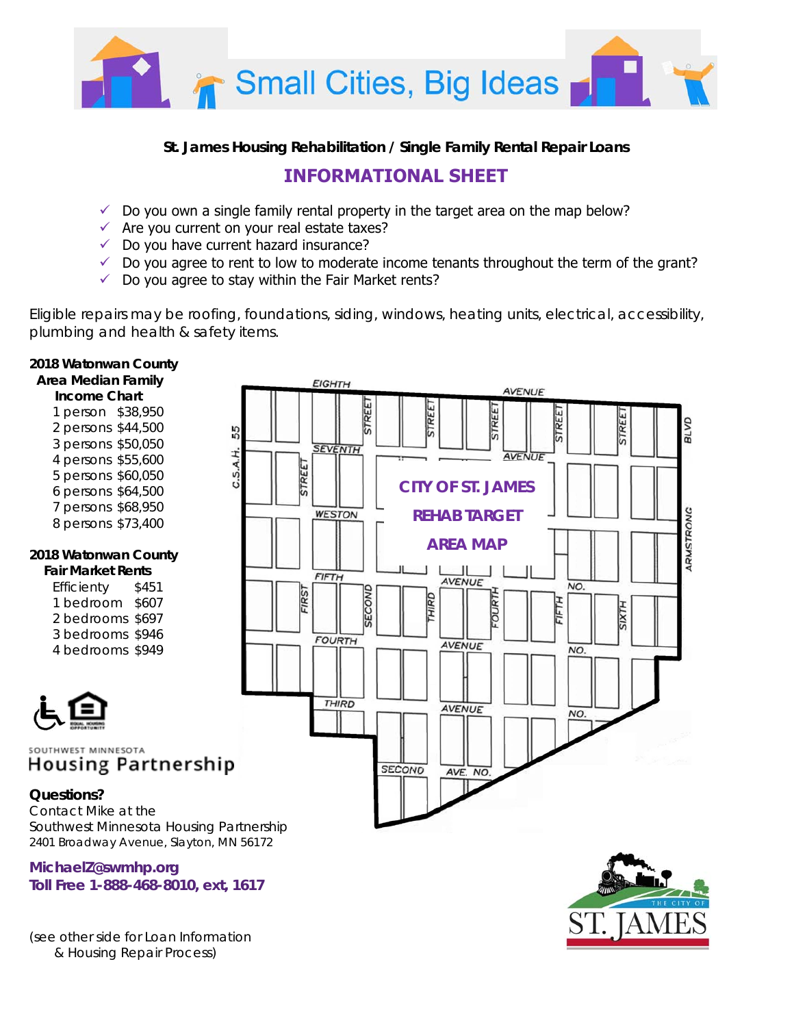# Small Cities, Big Ideas

**St. James Housing Rehabilitation / Single Family Rental Repair Loans**

## INFORMATIONAL SHEET

- ✓ Do you own a single family rental property in the target area on the map below?
- ✓ Are you current on your real estate taxes?
- ✓ Do you have current hazard insurance?
- ✓ Do you agree to rent to low to moderate income tenants throughout the term of the grant?
- ✓ Do you agree to stay within the Fair Market rents?

Eligible repairs may be roofing, foundations, siding, windows, heating units, electrical, accessibility, plumbing and health & safety items.

**2018 Watonwan County Area Median Family Income Chart**

| | |
|---|---|
| 1 person | $38,950 |
| 2 persons | $44,500 |
| 3 persons | $50,050 |
| 4 persons | $55,600 |
| 5 persons | $60,050 |
| 6 persons | $64,500 |
| 7 persons | $68,950 |
| 8 persons | $73,400 |

**2018 Watonwan County Fair Market Rents**

| | |
|---|---|
| Efficiency | $451 |
| 1 bedroom | $607 |
| 2 bedrooms | $697 |
| 3 bedrooms | $946 |
| 4 bedrooms | $949 |

CITY OF ST. JAMES REHAB TARGET AREA MAP

EIGHTH AVENUE
SEVENTH AVENUE
WESTON
FIFTH AVENUE
FOURTH AVENUE
THIRD AVENUE
SECOND AVE. NO.
STREET
FIRST
SECOND
THIRD
FOURTH
FIFTH
SIXTH
NO.
C.S.A.H. 55
ARMSTRONG BLVD

SOUTHWEST MINNESOTA
Housing Partnership

**Questions?**
Contact Mike at the
Southwest Minnesota Housing Partnership
2401 Broadway Avenue, Slayton, MN 56172

**MichaelZ@swmhp.org**
**Toll Free 1-888-468-8010, ext, 1617**

(see other side for Loan Information & Housing Repair Process)

THE CITY OF ST. JAMES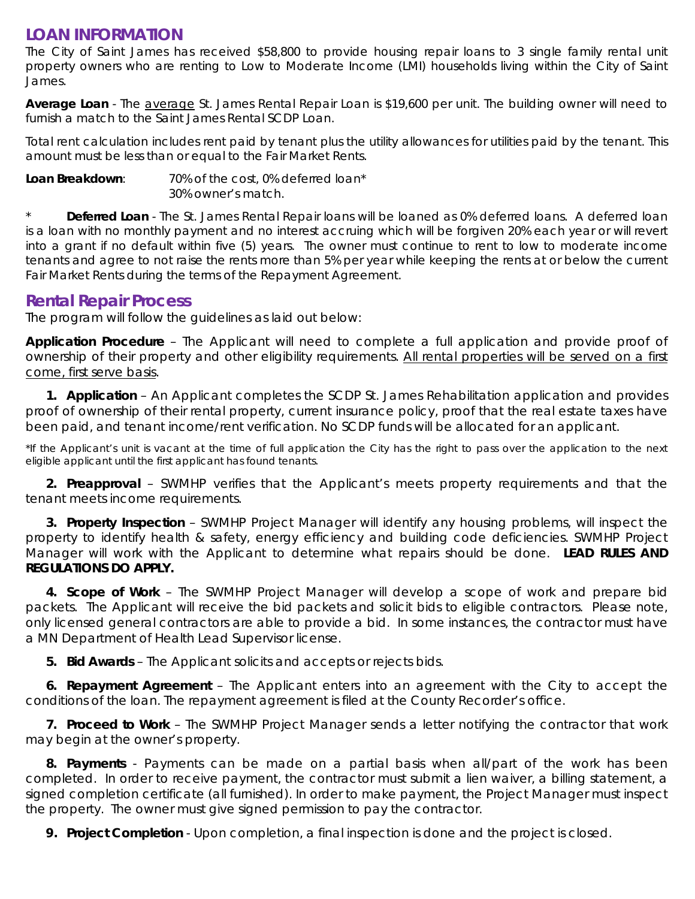## LOAN INFORMATION

The City of Saint James has received $58,800 to provide housing repair loans to 3 single family rental unit property owners who are renting to Low to Moderate Income (LMI) households living within the City of Saint James.

**Average Loan** - The average St. James Rental Repair Loan is $19,600 per unit. The building owner will need to furnish a match to the Saint James Rental SCDP Loan.

Total rent calculation includes rent paid by tenant plus the utility allowances for utilities paid by the tenant. This amount must be less than or equal to the Fair Market Rents.

**Loan Breakdown**: 70% of the cost, 0% deferred loan*
30% owner's match.

* **Deferred Loan** - The St. James Rental Repair loans will be loaned as 0% deferred loans. A deferred loan is a loan with no monthly payment and no interest accruing which will be forgiven 20% each year or will revert into a grant if no default within five (5) years. The owner must continue to rent to low to moderate income tenants and agree to not raise the rents more than 5% per year while keeping the rents at or below the current Fair Market Rents during the terms of the Repayment Agreement.

## Rental Repair Process

The program will follow the guidelines as laid out below:

**Application Procedure** – The Applicant will need to complete a full application and provide proof of ownership of their property and other eligibility requirements. All rental properties will be served on a first come, first serve basis.

1. **Application** – An Applicant completes the SCDP St. James Rehabilitation application and provides proof of ownership of their rental property, current insurance policy, proof that the real estate taxes have been paid, and tenant income/rent verification. No SCDP funds will be allocated for an applicant.

*If the Applicant's unit is vacant at the time of full application the City has the right to pass over the application to the next eligible applicant until the first applicant has found tenants.

2. **Preapproval** – SWMHP verifies that the Applicant's meets property requirements and that the tenant meets income requirements.

3. **Property Inspection** – SWMHP Project Manager will identify any housing problems, will inspect the property to identify health & safety, energy efficiency and building code deficiencies. SWMHP Project Manager will work with the Applicant to determine what repairs should be done. **LEAD RULES AND REGULATIONS DO APPLY.**

4. **Scope of Work** – The SWMHP Project Manager will develop a scope of work and prepare bid packets. The Applicant will receive the bid packets and solicit bids to eligible contractors. Please note, only licensed general contractors are able to provide a bid. In some instances, the contractor must have a MN Department of Health Lead Supervisor license.

5. **Bid Awards** – The Applicant solicits and accepts or rejects bids.

6. **Repayment Agreement** – The Applicant enters into an agreement with the City to accept the conditions of the loan. The repayment agreement is filed at the County Recorder's office.

7. **Proceed to Work** – The SWMHP Project Manager sends a letter notifying the contractor that work may begin at the owner's property.

8. **Payments** - Payments can be made on a partial basis when all/part of the work has been completed. In order to receive payment, the contractor must submit a lien waiver, a billing statement, a signed completion certificate (all furnished). In order to make payment, the Project Manager must inspect the property. The owner must give signed permission to pay the contractor.

9. **Project Completion** - Upon completion, a final inspection is done and the project is closed.